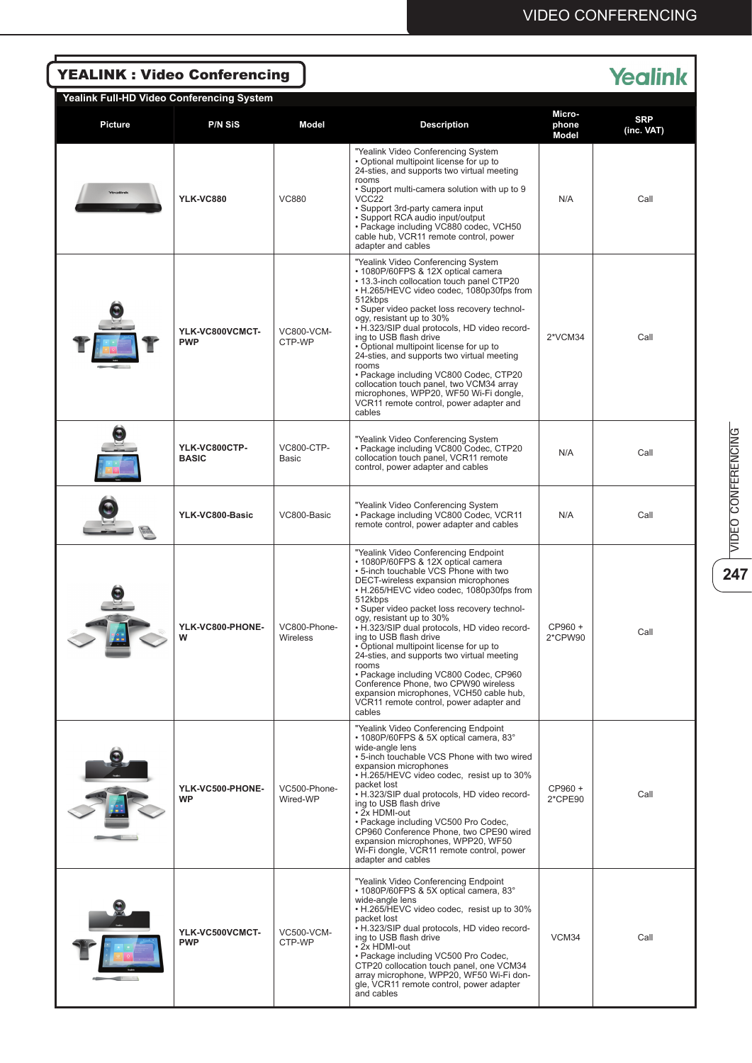## YEALINK : Video Conferencing

Yealink

### Yealink Full-HD Video Conferencing System

| Picture | P/N SiS | Model | Description | Micro-phone Model | SRP (inc. VAT) |
|---|---|---|---|---|---|
| | **YLK-VC880** | VC880 | "Yealink Video Conferencing System • Optional multipoint license for up to 24-sties, and supports two virtual meeting rooms • Support multi-camera solution with up to 9 VCC22 • Support 3rd-party camera input • Support RCA audio input/output • Package including VC880 codec, VCH50 cable hub, VCR11 remote control, power adapter and cables | N/A | Call |
| | **YLK-VC800VCMCT-PWP** | VC800-VCM-CTP-WP | "Yealink Video Conferencing System • 1080P/60FPS & 12X optical camera • 13.3-inch collocation touch panel CTP20 • H.265/HEVC video codec, 1080p30fps from 512kbps • Super video packet loss recovery technology, resistant up to 30% • H.323/SIP dual protocols, HD video recording to USB flash drive • Optional multipoint license for up to 24-sties, and supports two virtual meeting rooms • Package including VC800 Codec, CTP20 collocation touch panel, two VCM34 array microphones, WPP20, WF50 Wi-Fi dongle, VCR11 remote control, power adapter and cables | 2*VCM34 | Call |
| | **YLK-VC800CTP-BASIC** | VC800-CTP-Basic | "Yealink Video Conferencing System • Package including VC800 Codec, CTP20 collocation touch panel, VCR11 remote control, power adapter and cables | N/A | Call |
| | **YLK-VC800-Basic** | VC800-Basic | "Yealink Video Conferencing System • Package including VC800 Codec, VCR11 remote control, power adapter and cables | N/A | Call |
| | **YLK-VC800-PHONE-W** | VC800-Phone-Wireless | "Yealink Video Conferencing Endpoint • 1080P/60FPS & 12X optical camera • 5-inch touchable VCS Phone with two DECT-wireless expansion microphones • H.265/HEVC video codec, 1080p30fps from 512kbps • Super video packet loss recovery technology, resistant up to 30% • H.323/SIP dual protocols, HD video recording to USB flash drive • Optional multipoint license for up to 24-sties, and supports two virtual meeting rooms • Package including VC800 Codec, CP960 Conference Phone, two CPW90 wireless expansion microphones, VCH50 cable hub, VCR11 remote control, power adapter and cables | CP960 + 2*CPW90 | Call |
| | **YLK-VC500-PHONE-WP** | VC500-Phone-Wired-WP | "Yealink Video Conferencing Endpoint • 1080P/60FPS & 5X optical camera, 83° wide-angle lens • 5-inch touchable VCS Phone with two wired expansion microphones • H.265/HEVC video codec, resist up to 30% packet lost • H.323/SIP dual protocols, HD video recording to USB flash drive • 2x HDMI-out • Package including VC500 Pro Codec, CP960 Conference Phone, two CPE90 wired expansion microphones, WPP20, WF50 Wi-Fi dongle, VCR11 remote control, power adapter and cables | CP960 + 2*CPE90 | Call |
| | **YLK-VC500VCMCT-PWP** | VC500-VCM-CTP-WP | "Yealink Video Conferencing Endpoint • 1080P/60FPS & 5X optical camera, 83° wide-angle lens • H.265/HEVC video codec, resist up to 30% packet lost • H.323/SIP dual protocols, HD video recording to USB flash drive • 2x HDMI-out • Package including VC500 Pro Codec, CTP20 collocation touch panel, one VCM34 array microphone, WPP20, WF50 Wi-Fi dongle, VCR11 remote control, power adapter and cables | VCM34 | Call |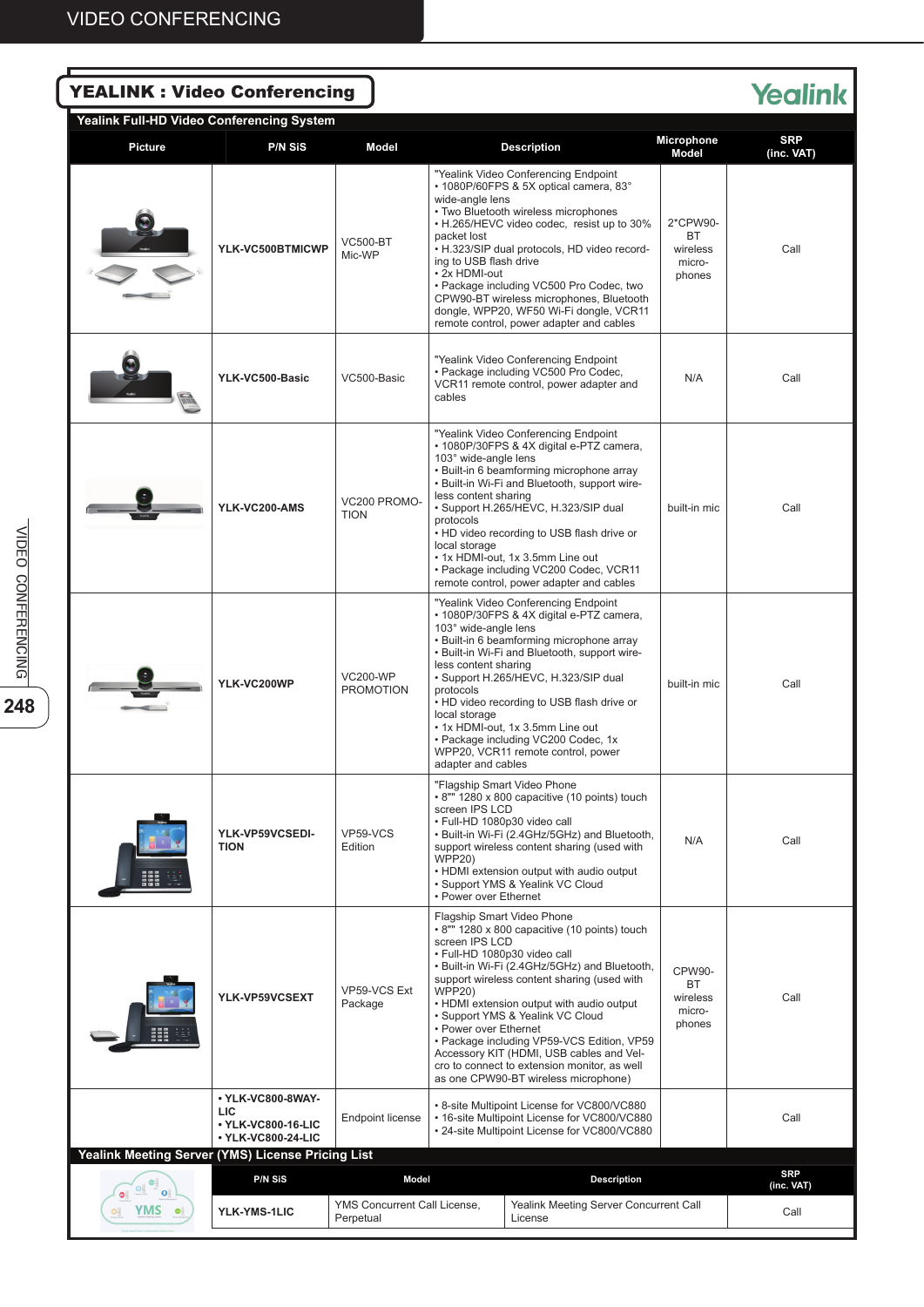# YEALINK : Video Conferencing

## Yealink Full-HD Video Conferencing System

| Picture | P/N SiS | Model | Description | Microphone Model | SRP (inc. VAT) |
|---|---|---|---|---|---|
| | YLK-VC500BTMICWP | VC500-BT Mic-WP | "Yealink Video Conferencing Endpoint<br>• 1080P/60FPS & 5X optical camera, 83° wide-angle lens<br>• Two Bluetooth wireless microphones<br>• H.265/HEVC video codec, resist up to 30% packet lost<br>• H.323/SIP dual protocols, HD video recording to USB flash drive<br>• 2x HDMI-out<br>• Package including VC500 Pro Codec, two CPW90-BT wireless microphones, Bluetooth dongle, WPP20, WF50 Wi-Fi dongle, VCR11 remote control, power adapter and cables | 2*CPW90-BT wireless micro-phones | Call |
| | YLK-VC500-Basic | VC500-Basic | "Yealink Video Conferencing Endpoint<br>• Package including VC500 Pro Codec, VCR11 remote control, power adapter and cables | N/A | Call |
| | YLK-VC200-AMS | VC200 PROMOTION | "Yealink Video Conferencing Endpoint<br>• 1080P/30FPS & 4X digital e-PTZ camera, 103° wide-angle lens<br>• Built-in 6 beamforming microphone array<br>• Built-in Wi-Fi and Bluetooth, support wireless content sharing<br>• Support H.265/HEVC, H.323/SIP dual protocols<br>• HD video recording to USB flash drive or local storage<br>• 1x HDMI-out, 1x 3.5mm Line out<br>• Package including VC200 Codec, VCR11 remote control, power adapter and cables | built-in mic | Call |
| | YLK-VC200WP | VC200-WP PROMOTION | "Yealink Video Conferencing Endpoint<br>• 1080P/30FPS & 4X digital e-PTZ camera, 103° wide-angle lens<br>• Built-in 6 beamforming microphone array<br>• Built-in Wi-Fi and Bluetooth, support wireless content sharing<br>• Support H.265/HEVC, H.323/SIP dual protocols<br>• HD video recording to USB flash drive or local storage<br>• 1x HDMI-out, 1x 3.5mm Line out<br>• Package including VC200 Codec, 1x WPP20, VCR11 remote control, power adapter and cables | built-in mic | Call |
| | YLK-VP59VCSEDITION | VP59-VCS Edition | "Flagship Smart Video Phone<br>• 8"" 1280 x 800 capacitive (10 points) touch screen IPS LCD<br>• Full-HD 1080p30 video call<br>• Built-in Wi-Fi (2.4GHz/5GHz) and Bluetooth, support wireless content sharing (used with WPP20)<br>• HDMI extension output with audio output<br>• Support YMS & Yealink VC Cloud<br>• Power over Ethernet | N/A | Call |
| | YLK-VP59VCSEXT | VP59-VCS Ext Package | Flagship Smart Video Phone<br>• 8"" 1280 x 800 capacitive (10 points) touch screen IPS LCD<br>• Full-HD 1080p30 video call<br>• Built-in Wi-Fi (2.4GHz/5GHz) and Bluetooth, support wireless content sharing (used with WPP20)<br>• HDMI extension output with audio output<br>• Support YMS & Yealink VC Cloud<br>• Power over Ethernet<br>• Package including VP59-VCS Edition, VP59 Accessory KIT (HDMI, USB cables and Velcro to connect to extension monitor, as well as one CPW90-BT wireless microphone) | CPW90-BT wireless micro-phones | Call |
| | • YLK-VC800-8WAY-LIC<br>• YLK-VC800-16-LIC<br>• YLK-VC800-24-LIC | Endpoint license | • 8-site Multipoint License for VC800/VC880<br>• 16-site Multipoint License for VC800/VC880<br>• 24-site Multipoint License for VC800/VC880 | | Call |

## Yealink Meeting Server (YMS) License Pricing List

| | P/N SiS | Model | Description | SRP (inc. VAT) |
|---|---|---|---|---|
| | YLK-YMS-1LIC | YMS Concurrent Call License, Perpetual | Yealink Meeting Server Concurrent Call License | Call |